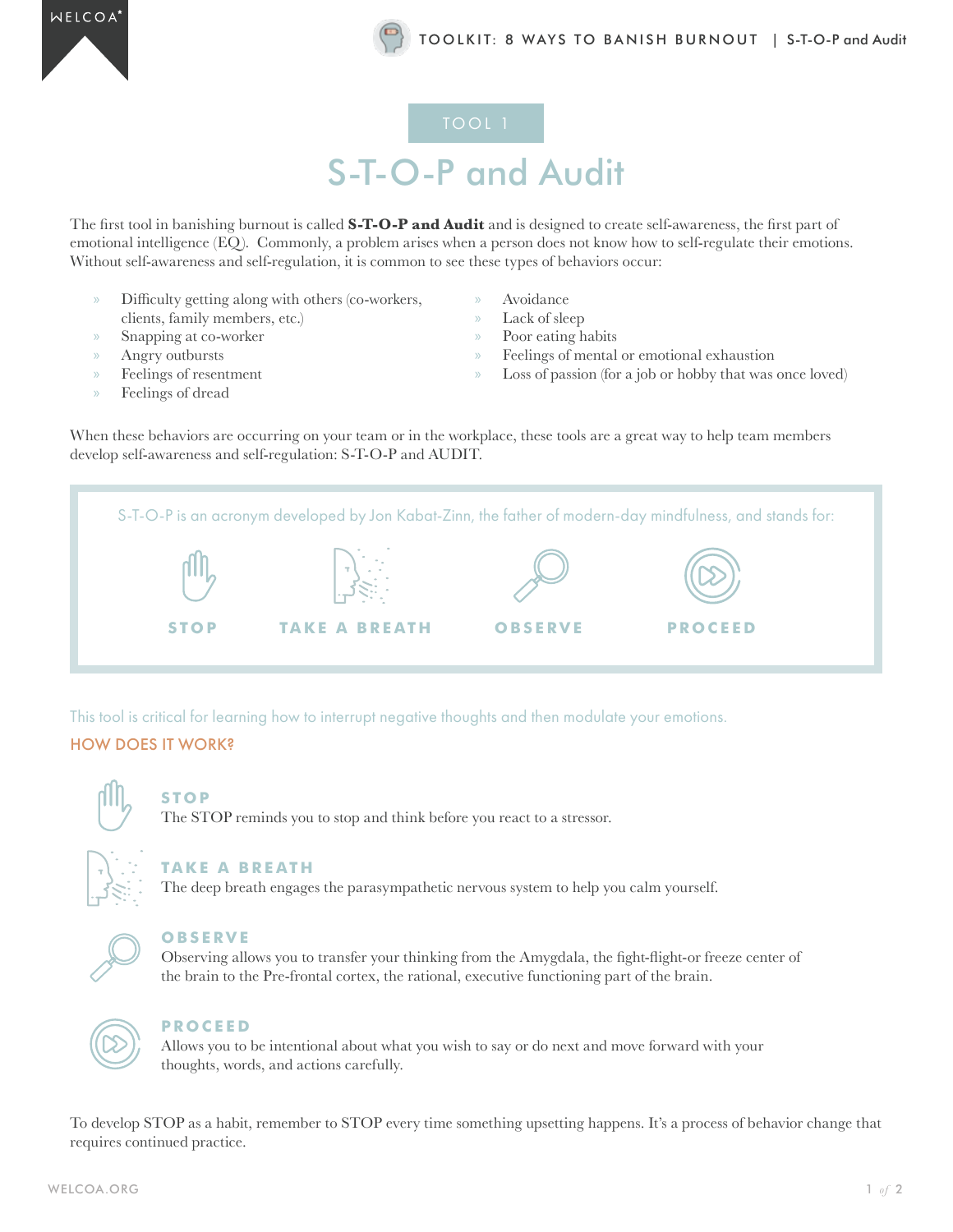TOOL 1

# S-T-O-P and Audit

The first tool in banishing burnout is called **S-T-O-P and Audit** and is designed to create self-awareness, the first part of emotional intelligence (EQ). Commonly, a problem arises when a person does not know how to self-regulate their emotions. Without self-awareness and self-regulation, it is common to see these types of behaviors occur:

- Difficulty getting along with others (co-workers, clients, family members, etc.)
- Snapping at co-worker
- Angry outbursts
- Feelings of resentment
- Feelings of dread
- Avoidance
- Lack of sleep
- Poor eating habits
- Feelings of mental or emotional exhaustion
- Loss of passion (for a job or hobby that was once loved)

When these behaviors are occurring on your team or in the workplace, these tools are a great way to help team members develop self-awareness and self-regulation: S-T-O-P and AUDIT.

S-T-O-P is an acronym developed by Jon Kabat-Zinn, the father of modern-day mindfulness, and stands for:

**STOP** | **TAKE A BREATH** | **OBSERVE** | **PROCEED**

This tool is critical for learning how to interrupt negative thoughts and then modulate your emotions.

## HOW DOES IT WORK?

### STOP
The STOP reminds you to stop and think before you react to a stressor.

### TAKE A BREATH
The deep breath engages the parasympathetic nervous system to help you calm yourself.

### OBSERVE
Observing allows you to transfer your thinking from the Amygdala, the fight-flight-or freeze center of the brain to the Pre-frontal cortex, the rational, executive functioning part of the brain.

### PROCEED
Allows you to be intentional about what you wish to say or do next and move forward with your thoughts, words, and actions carefully.

To develop STOP as a habit, remember to STOP every time something upsetting happens. It's a process of behavior change that requires continued practice.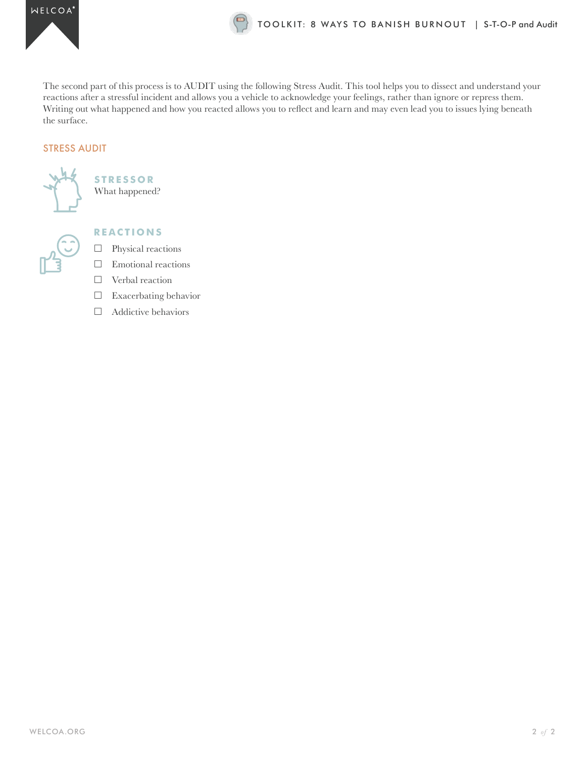The second part of this process is to AUDIT using the following Stress Audit. This tool helps you to dissect and understand your reactions after a stressful incident and allows you a vehicle to acknowledge your feelings, rather than ignore or repress them. Writing out what happened and how you reacted allows you to reflect and learn and may even lead you to issues lying beneath the surface.

## STRESS AUDIT

### STRESSOR

What happened?

### REACTIONS

- ☐ Physical reactions
- ☐ Emotional reactions
- ☐ Verbal reaction
- ☐ Exacerbating behavior
- ☐ Addictive behaviors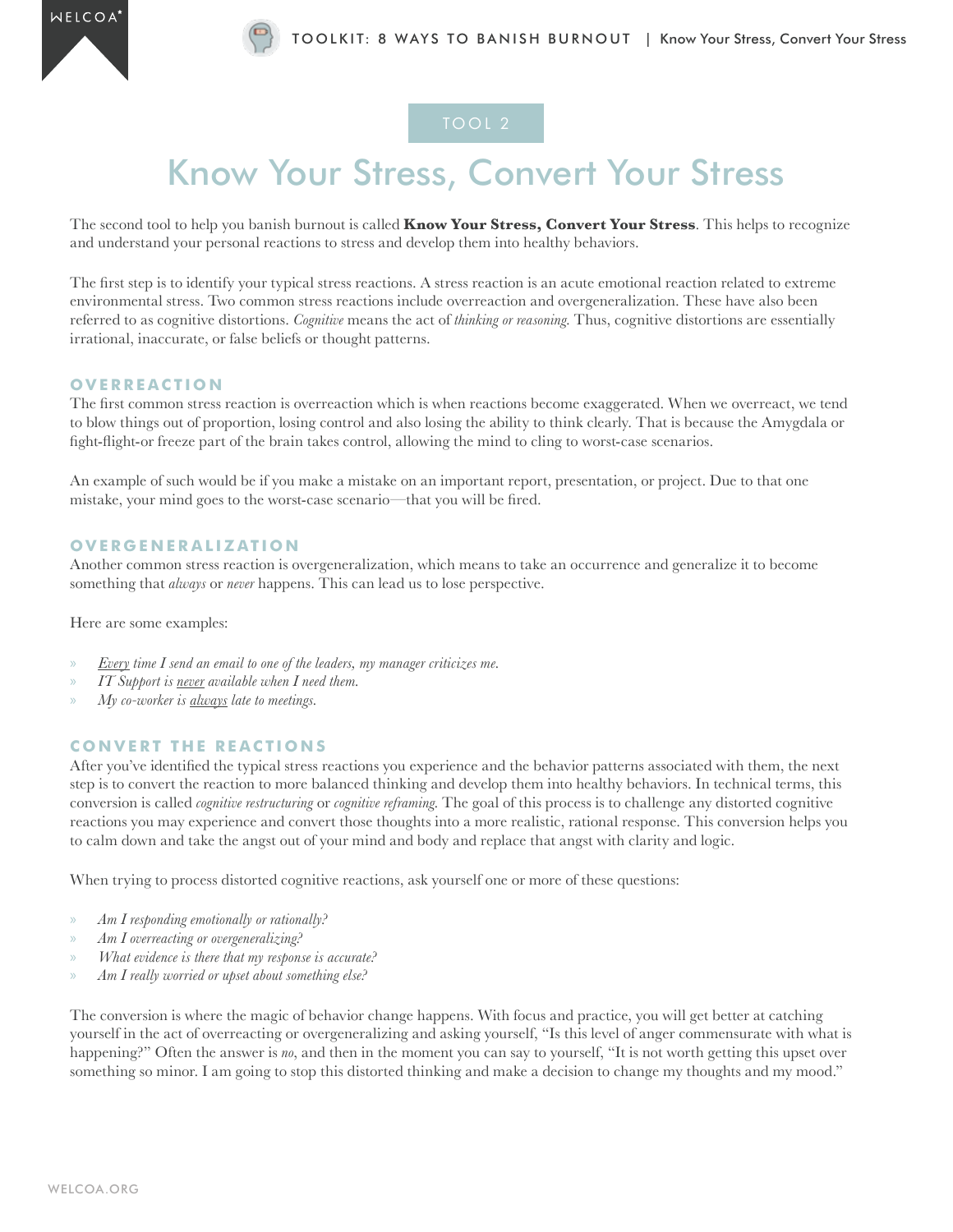TOOL 2

# Know Your Stress, Convert Your Stress

The second tool to help you banish burnout is called **Know Your Stress, Convert Your Stress**. This helps to recognize and understand your personal reactions to stress and develop them into healthy behaviors.

The first step is to identify your typical stress reactions. A stress reaction is an acute emotional reaction related to extreme environmental stress. Two common stress reactions include overreaction and overgeneralization. These have also been referred to as cognitive distortions. *Cognitive* means the act of *thinking or reasoning*. Thus, cognitive distortions are essentially irrational, inaccurate, or false beliefs or thought patterns.

## OVERREACTION

The first common stress reaction is overreaction which is when reactions become exaggerated. When we overreact, we tend to blow things out of proportion, losing control and also losing the ability to think clearly. That is because the Amygdala or fight-flight-or freeze part of the brain takes control, allowing the mind to cling to worst-case scenarios.

An example of such would be if you make a mistake on an important report, presentation, or project. Due to that one mistake, your mind goes to the worst-case scenario—that you will be fired.

## OVERGENERALIZATION

Another common stress reaction is overgeneralization, which means to take an occurrence and generalize it to become something that *always* or *never* happens. This can lead us to lose perspective.

Here are some examples:

- *Every time I send an email to one of the leaders, my manager criticizes me.*
- *IT Support is never available when I need them.*
- *My co-worker is always late to meetings.*

## CONVERT THE REACTIONS

After you've identified the typical stress reactions you experience and the behavior patterns associated with them, the next step is to convert the reaction to more balanced thinking and develop them into healthy behaviors. In technical terms, this conversion is called *cognitive restructuring* or *cognitive reframing*. The goal of this process is to challenge any distorted cognitive reactions you may experience and convert those thoughts into a more realistic, rational response. This conversion helps you to calm down and take the angst out of your mind and body and replace that angst with clarity and logic.

When trying to process distorted cognitive reactions, ask yourself one or more of these questions:

- *Am I responding emotionally or rationally?*
- *Am I overreacting or overgeneralizing?*
- *What evidence is there that my response is accurate?*
- *Am I really worried or upset about something else?*

The conversion is where the magic of behavior change happens. With focus and practice, you will get better at catching yourself in the act of overreacting or overgeneralizing and asking yourself, "Is this level of anger commensurate with what is happening?" Often the answer is *no*, and then in the moment you can say to yourself, "It is not worth getting this upset over something so minor. I am going to stop this distorted thinking and make a decision to change my thoughts and my mood."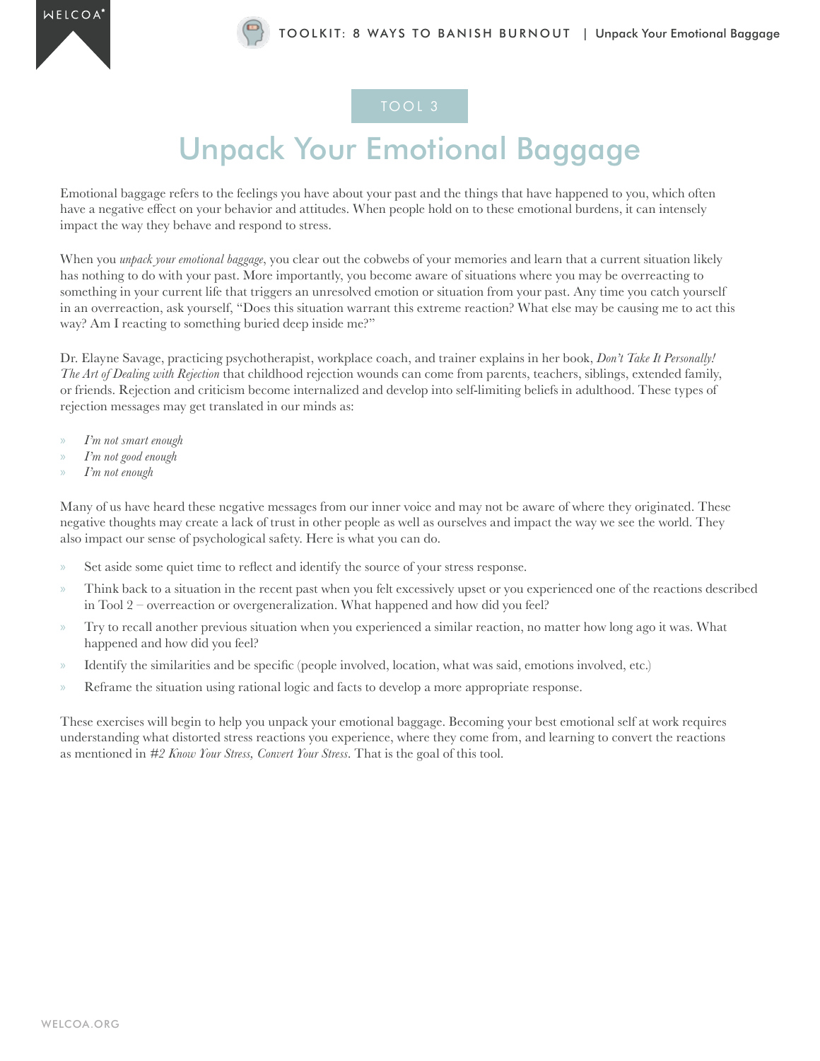TOOL 3

# Unpack Your Emotional Baggage

Emotional baggage refers to the feelings you have about your past and the things that have happened to you, which often have a negative effect on your behavior and attitudes. When people hold on to these emotional burdens, it can intensely impact the way they behave and respond to stress.

When you *unpack your emotional baggage*, you clear out the cobwebs of your memories and learn that a current situation likely has nothing to do with your past. More importantly, you become aware of situations where you may be overreacting to something in your current life that triggers an unresolved emotion or situation from your past. Any time you catch yourself in an overreaction, ask yourself, "Does this situation warrant this extreme reaction? What else may be causing me to act this way? Am I reacting to something buried deep inside me?"

Dr. Elayne Savage, practicing psychotherapist, workplace coach, and trainer explains in her book, *Don't Take It Personally! The Art of Dealing with Rejection* that childhood rejection wounds can come from parents, teachers, siblings, extended family, or friends. Rejection and criticism become internalized and develop into self-limiting beliefs in adulthood. These types of rejection messages may get translated in our minds as:

- *I'm not smart enough*
- *I'm not good enough*
- *I'm not enough*

Many of us have heard these negative messages from our inner voice and may not be aware of where they originated. These negative thoughts may create a lack of trust in other people as well as ourselves and impact the way we see the world. They also impact our sense of psychological safety. Here is what you can do.

- Set aside some quiet time to reflect and identify the source of your stress response.
- Think back to a situation in the recent past when you felt excessively upset or you experienced one of the reactions described in Tool 2 – overreaction or overgeneralization. What happened and how did you feel?
- Try to recall another previous situation when you experienced a similar reaction, no matter how long ago it was. What happened and how did you feel?
- Identify the similarities and be specific (people involved, location, what was said, emotions involved, etc.)
- Reframe the situation using rational logic and facts to develop a more appropriate response.

These exercises will begin to help you unpack your emotional baggage. Becoming your best emotional self at work requires understanding what distorted stress reactions you experience, where they come from, and learning to convert the reactions as mentioned in *#2 Know Your Stress, Convert Your Stress*. That is the goal of this tool.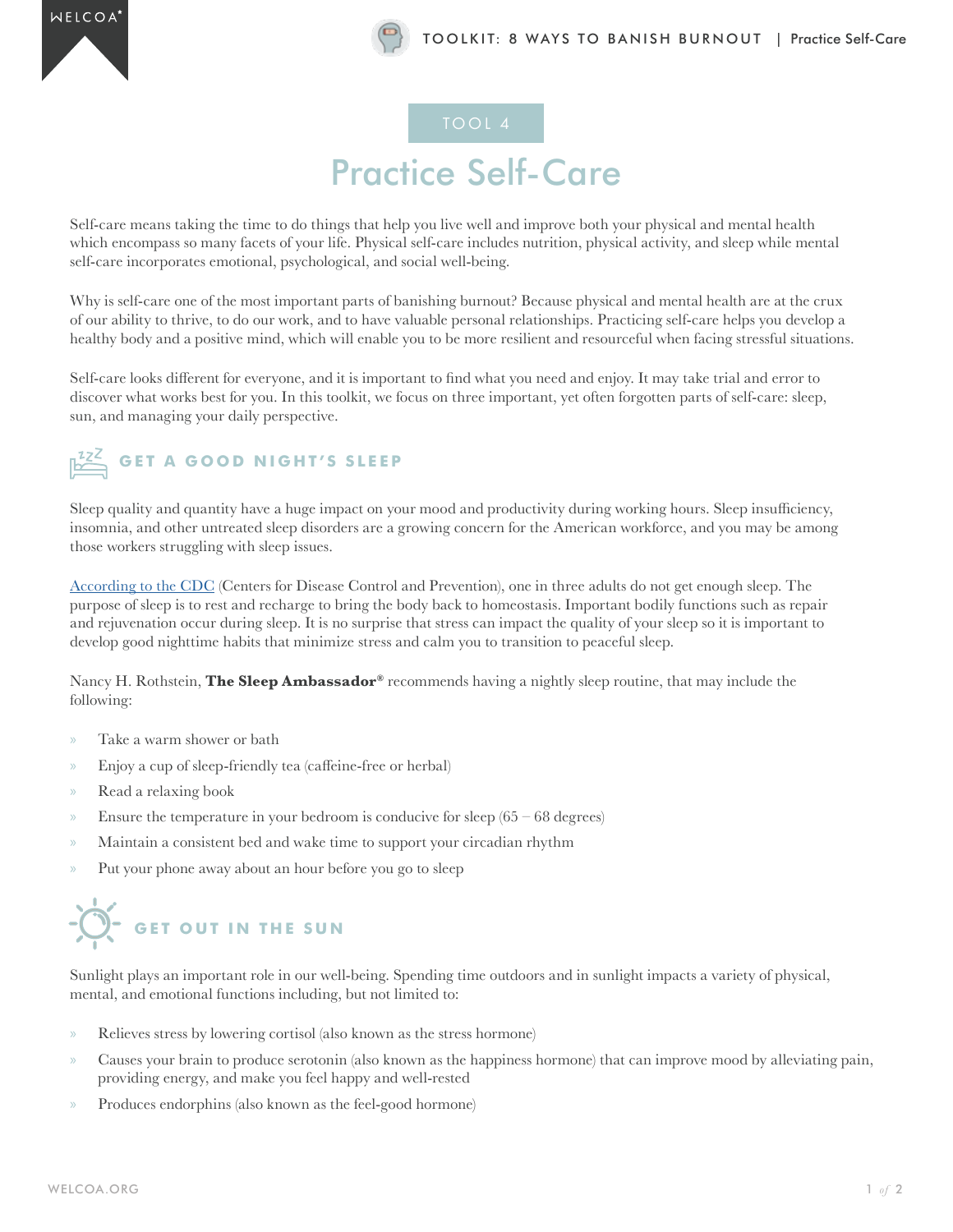TOOL 4

# Practice Self-Care

Self-care means taking the time to do things that help you live well and improve both your physical and mental health which encompass so many facets of your life. Physical self-care includes nutrition, physical activity, and sleep while mental self-care incorporates emotional, psychological, and social well-being.

Why is self-care one of the most important parts of banishing burnout? Because physical and mental health are at the crux of our ability to thrive, to do our work, and to have valuable personal relationships. Practicing self-care helps you develop a healthy body and a positive mind, which will enable you to be more resilient and resourceful when facing stressful situations.

Self-care looks different for everyone, and it is important to find what you need and enjoy. It may take trial and error to discover what works best for you. In this toolkit, we focus on three important, yet often forgotten parts of self-care: sleep, sun, and managing your daily perspective.

## GET A GOOD NIGHT'S SLEEP

Sleep quality and quantity have a huge impact on your mood and productivity during working hours. Sleep insufficiency, insomnia, and other untreated sleep disorders are a growing concern for the American workforce, and you may be among those workers struggling with sleep issues.

According to the CDC (Centers for Disease Control and Prevention), one in three adults do not get enough sleep. The purpose of sleep is to rest and recharge to bring the body back to homeostasis. Important bodily functions such as repair and rejuvenation occur during sleep. It is no surprise that stress can impact the quality of your sleep so it is important to develop good nighttime habits that minimize stress and calm you to transition to peaceful sleep.

Nancy H. Rothstein, **The Sleep Ambassador®** recommends having a nightly sleep routine, that may include the following:

- Take a warm shower or bath
- Enjoy a cup of sleep-friendly tea (caffeine-free or herbal)
- Read a relaxing book
- Ensure the temperature in your bedroom is conducive for sleep (65 – 68 degrees)
- Maintain a consistent bed and wake time to support your circadian rhythm
- Put your phone away about an hour before you go to sleep

## GET OUT IN THE SUN

Sunlight plays an important role in our well-being. Spending time outdoors and in sunlight impacts a variety of physical, mental, and emotional functions including, but not limited to:

- Relieves stress by lowering cortisol (also known as the stress hormone)
- Causes your brain to produce serotonin (also known as the happiness hormone) that can improve mood by alleviating pain, providing energy, and make you feel happy and well-rested
- Produces endorphins (also known as the feel-good hormone)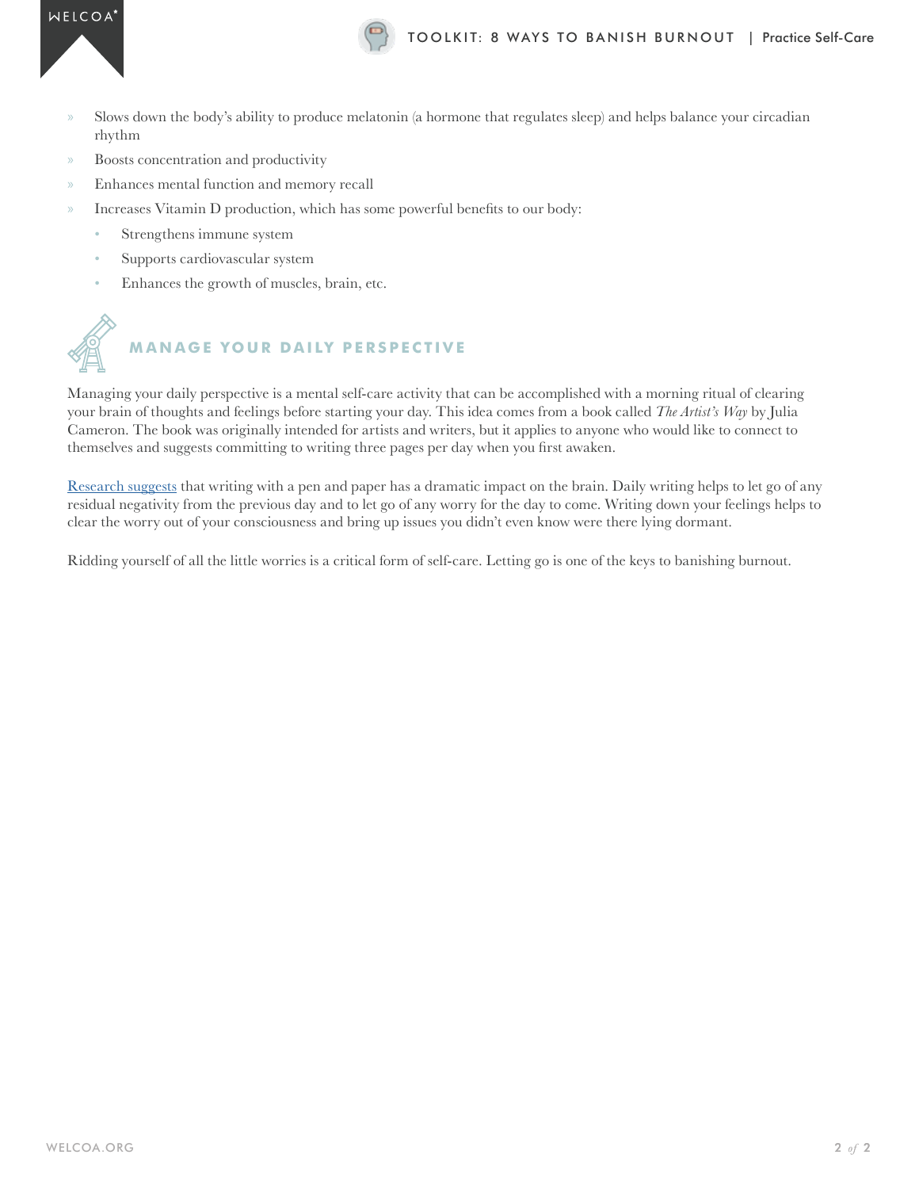- Slows down the body's ability to produce melatonin (a hormone that regulates sleep) and helps balance your circadian rhythm
- Boosts concentration and productivity
- Enhances mental function and memory recall
- Increases Vitamin D production, which has some powerful benefits to our body:
  - Strengthens immune system
  - Supports cardiovascular system
  - Enhances the growth of muscles, brain, etc.

## MANAGE YOUR DAILY PERSPECTIVE

Managing your daily perspective is a mental self-care activity that can be accomplished with a morning ritual of clearing your brain of thoughts and feelings before starting your day. This idea comes from a book called *The Artist's Way* by Julia Cameron. The book was originally intended for artists and writers, but it applies to anyone who would like to connect to themselves and suggests committing to writing three pages per day when you first awaken.

Research suggests that writing with a pen and paper has a dramatic impact on the brain. Daily writing helps to let go of any residual negativity from the previous day and to let go of any worry for the day to come. Writing down your feelings helps to clear the worry out of your consciousness and bring up issues you didn't even know were there lying dormant.

Ridding yourself of all the little worries is a critical form of self-care. Letting go is one of the keys to banishing burnout.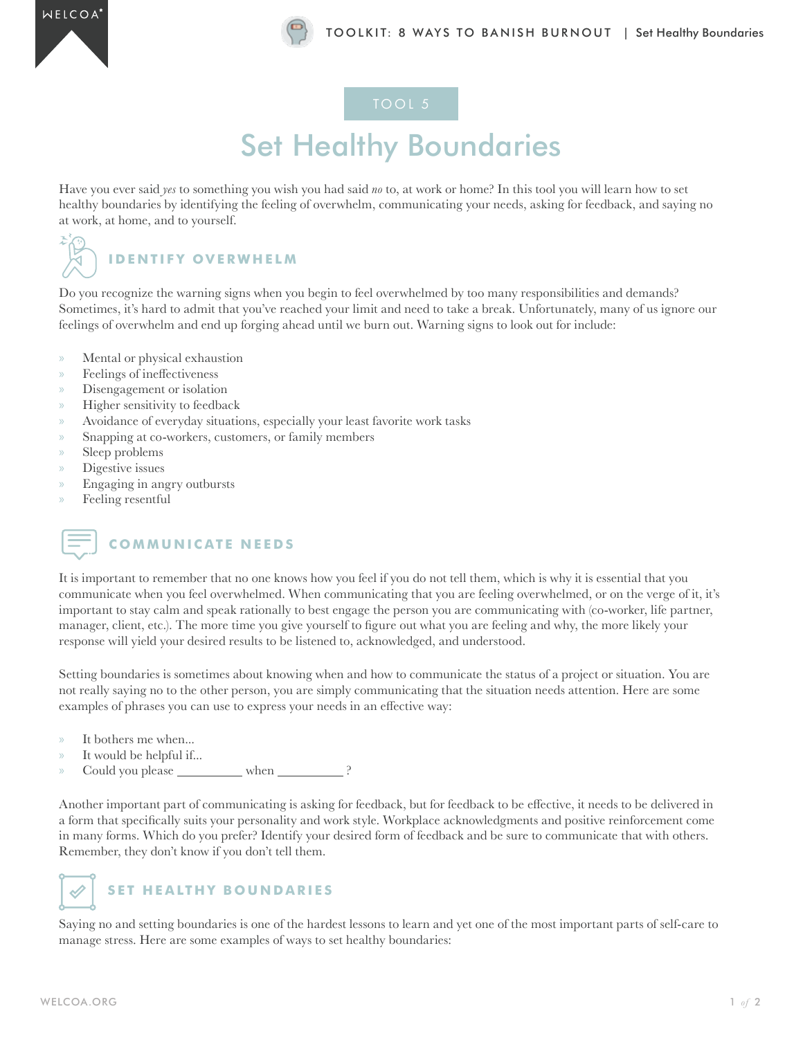TOOL 5

# Set Healthy Boundaries

Have you ever said *yes* to something you wish you had said *no* to, at work or home? In this tool you will learn how to set healthy boundaries by identifying the feeling of overwhelm, communicating your needs, asking for feedback, and saying no at work, at home, and to yourself.

## IDENTIFY OVERWHELM

Do you recognize the warning signs when you begin to feel overwhelmed by too many responsibilities and demands? Sometimes, it's hard to admit that you've reached your limit and need to take a break. Unfortunately, many of us ignore our feelings of overwhelm and end up forging ahead until we burn out. Warning signs to look out for include:

- Mental or physical exhaustion
- Feelings of ineffectiveness
- Disengagement or isolation
- Higher sensitivity to feedback
- Avoidance of everyday situations, especially your least favorite work tasks
- Snapping at co-workers, customers, or family members
- Sleep problems
- Digestive issues
- Engaging in angry outbursts
- Feeling resentful

## COMMUNICATE NEEDS

It is important to remember that no one knows how you feel if you do not tell them, which is why it is essential that you communicate when you feel overwhelmed. When communicating that you are feeling overwhelmed, or on the verge of it, it's important to stay calm and speak rationally to best engage the person you are communicating with (co-worker, life partner, manager, client, etc.). The more time you give yourself to figure out what you are feeling and why, the more likely your response will yield your desired results to be listened to, acknowledged, and understood.

Setting boundaries is sometimes about knowing when and how to communicate the status of a project or situation. You are not really saying no to the other person, you are simply communicating that the situation needs attention. Here are some examples of phrases you can use to express your needs in an effective way:

- It bothers me when...
- It would be helpful if...
- Could you please __________ when __________ ?

Another important part of communicating is asking for feedback, but for feedback to be effective, it needs to be delivered in a form that specifically suits your personality and work style. Workplace acknowledgments and positive reinforcement come in many forms. Which do you prefer? Identify your desired form of feedback and be sure to communicate that with others. Remember, they don't know if you don't tell them.

## SET HEALTHY BOUNDARIES

Saying no and setting boundaries is one of the hardest lessons to learn and yet one of the most important parts of self-care to manage stress. Here are some examples of ways to set healthy boundaries: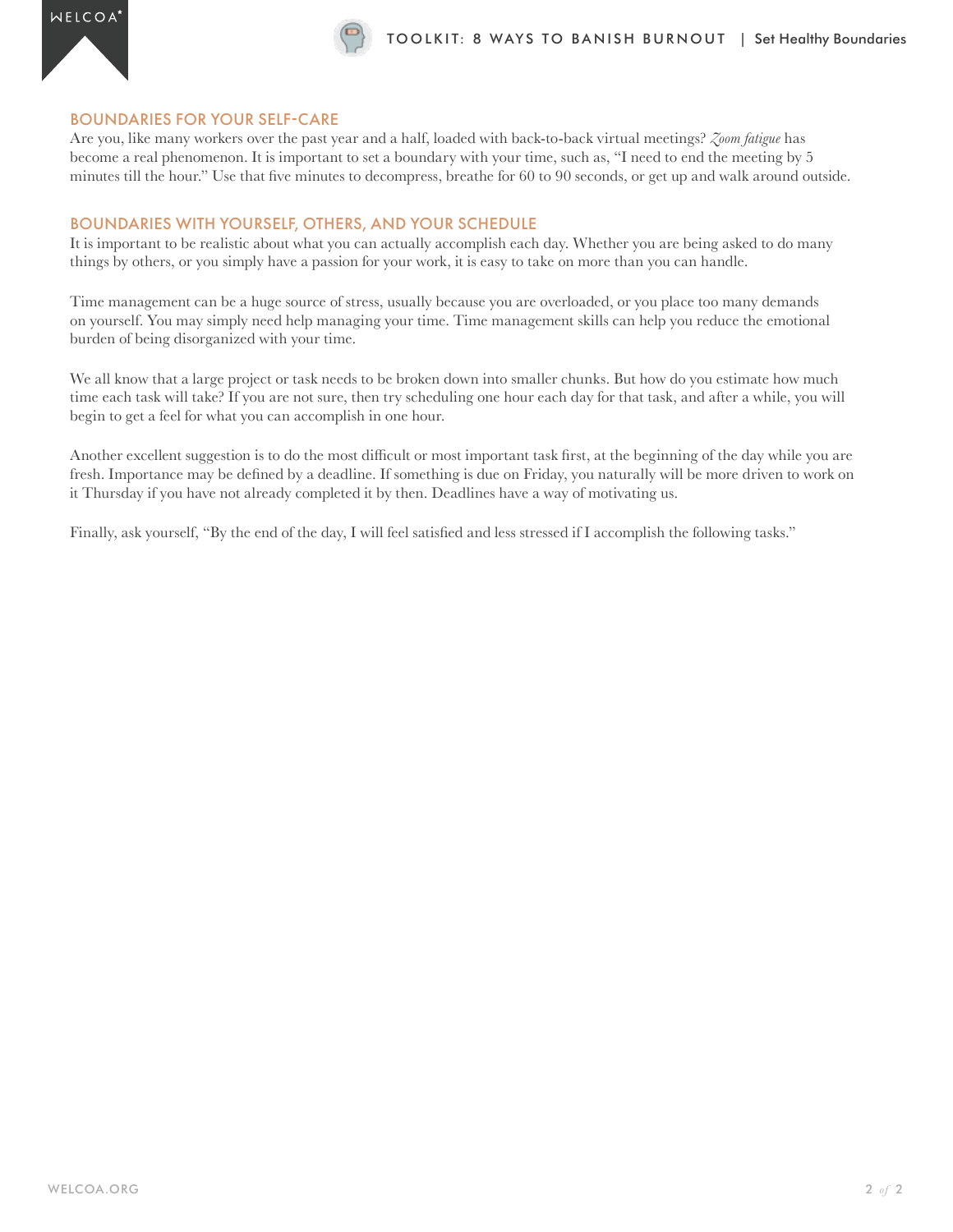## BOUNDARIES FOR YOUR SELF-CARE

Are you, like many workers over the past year and a half, loaded with back-to-back virtual meetings? *Zoom fatigue* has become a real phenomenon. It is important to set a boundary with your time, such as, "I need to end the meeting by 5 minutes till the hour." Use that five minutes to decompress, breathe for 60 to 90 seconds, or get up and walk around outside.

## BOUNDARIES WITH YOURSELF, OTHERS, AND YOUR SCHEDULE

It is important to be realistic about what you can actually accomplish each day. Whether you are being asked to do many things by others, or you simply have a passion for your work, it is easy to take on more than you can handle.

Time management can be a huge source of stress, usually because you are overloaded, or you place too many demands on yourself. You may simply need help managing your time. Time management skills can help you reduce the emotional burden of being disorganized with your time.

We all know that a large project or task needs to be broken down into smaller chunks. But how do you estimate how much time each task will take? If you are not sure, then try scheduling one hour each day for that task, and after a while, you will begin to get a feel for what you can accomplish in one hour.

Another excellent suggestion is to do the most difficult or most important task first, at the beginning of the day while you are fresh. Importance may be defined by a deadline. If something is due on Friday, you naturally will be more driven to work on it Thursday if you have not already completed it by then. Deadlines have a way of motivating us.

Finally, ask yourself, "By the end of the day, I will feel satisfied and less stressed if I accomplish the following tasks."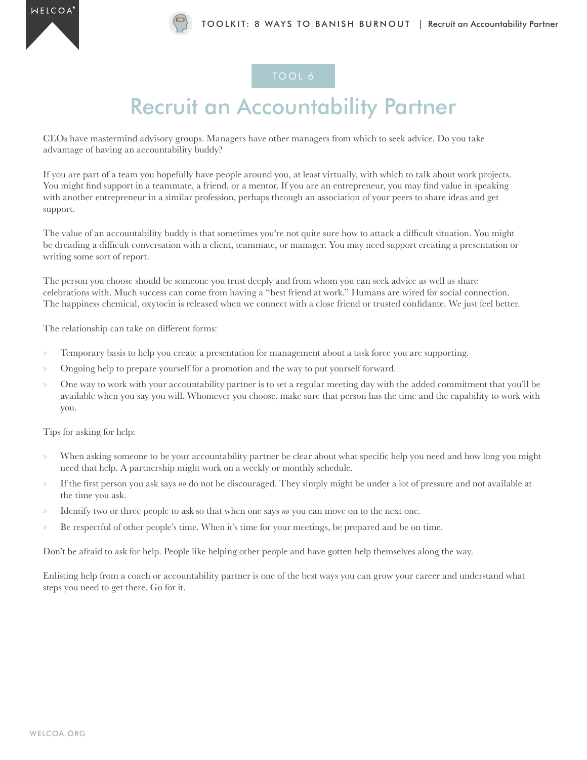TOOL 6

# Recruit an Accountability Partner

CEOs have mastermind advisory groups. Managers have other managers from which to seek advice. Do you take advantage of having an accountability buddy?

If you are part of a team you hopefully have people around you, at least virtually, with which to talk about work projects. You might find support in a teammate, a friend, or a mentor. If you are an entrepreneur, you may find value in speaking with another entrepreneur in a similar profession, perhaps through an association of your peers to share ideas and get support.

The value of an accountability buddy is that sometimes you're not quite sure how to attack a difficult situation. You might be dreading a difficult conversation with a client, teammate, or manager. You may need support creating a presentation or writing some sort of report.

The person you choose should be someone you trust deeply and from whom you can seek advice as well as share celebrations with. Much success can come from having a "best friend at work." Humans are wired for social connection. The happiness chemical, oxytocin is released when we connect with a close friend or trusted confidante. We just feel better.

The relationship can take on different forms:

- Temporary basis to help you create a presentation for management about a task force you are supporting.
- Ongoing help to prepare yourself for a promotion and the way to put yourself forward.
- One way to work with your accountability partner is to set a regular meeting day with the added commitment that you'll be available when you say you will. Whomever you choose, make sure that person has the time and the capability to work with you.

Tips for asking for help:

- When asking someone to be your accountability partner be clear about what specific help you need and how long you might need that help. A partnership might work on a weekly or monthly schedule.
- If the first person you ask says *no* do not be discouraged. They simply might be under a lot of pressure and not available at the time you ask.
- Identify two or three people to ask so that when one says *no* you can move on to the next one.
- Be respectful of other people's time. When it's time for your meetings, be prepared and be on time.

Don't be afraid to ask for help. People like helping other people and have gotten help themselves along the way.

Enlisting help from a coach or accountability partner is one of the best ways you can grow your career and understand what steps you need to get there. Go for it.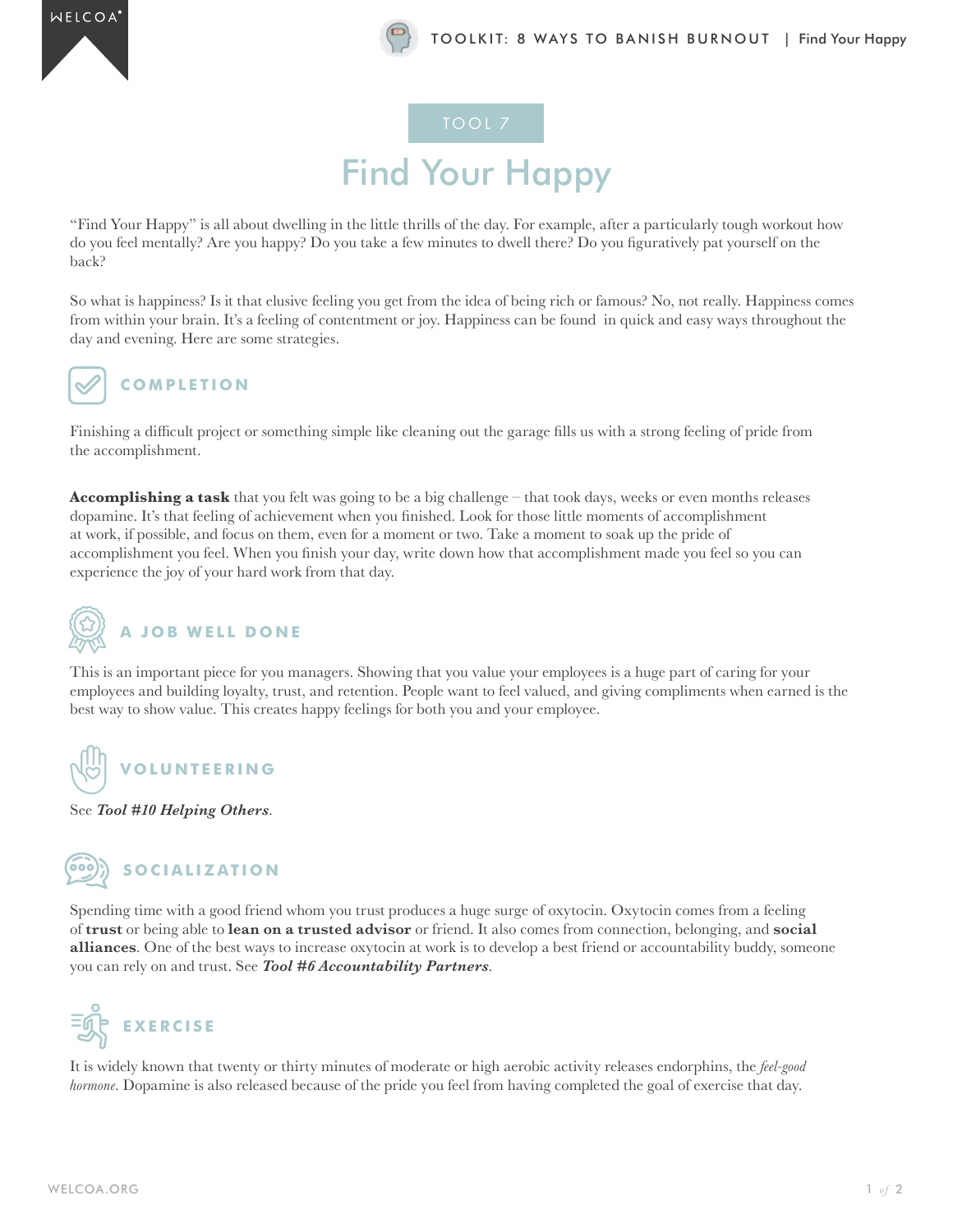TOOL 7

# Find Your Happy

"Find Your Happy" is all about dwelling in the little thrills of the day. For example, after a particularly tough workout how do you feel mentally? Are you happy? Do you take a few minutes to dwell there? Do you figuratively pat yourself on the back?

So what is happiness? Is it that elusive feeling you get from the idea of being rich or famous? No, not really. Happiness comes from within your brain. It's a feeling of contentment or joy. Happiness can be found in quick and easy ways throughout the day and evening. Here are some strategies.

## COMPLETION

Finishing a difficult project or something simple like cleaning out the garage fills us with a strong feeling of pride from the accomplishment.

**Accomplishing a task** that you felt was going to be a big challenge – that took days, weeks or even months releases dopamine. It's that feeling of achievement when you finished. Look for those little moments of accomplishment at work, if possible, and focus on them, even for a moment or two. Take a moment to soak up the pride of accomplishment you feel. When you finish your day, write down how that accomplishment made you feel so you can experience the joy of your hard work from that day.

## A JOB WELL DONE

This is an important piece for you managers. Showing that you value your employees is a huge part of caring for your employees and building loyalty, trust, and retention. People want to feel valued, and giving compliments when earned is the best way to show value. This creates happy feelings for both you and your employee.

## VOLUNTEERING

See ***Tool #10 Helping Others***.

## SOCIALIZATION

Spending time with a good friend whom you trust produces a huge surge of oxytocin. Oxytocin comes from a feeling of **trust** or being able to **lean on a trusted advisor** or friend. It also comes from connection, belonging, and **social alliances**. One of the best ways to increase oxytocin at work is to develop a best friend or accountability buddy, someone you can rely on and trust. See ***Tool #6 Accountability Partners***.

## EXERCISE

It is widely known that twenty or thirty minutes of moderate or high aerobic activity releases endorphins, the *feel-good hormone*. Dopamine is also released because of the pride you feel from having completed the goal of exercise that day.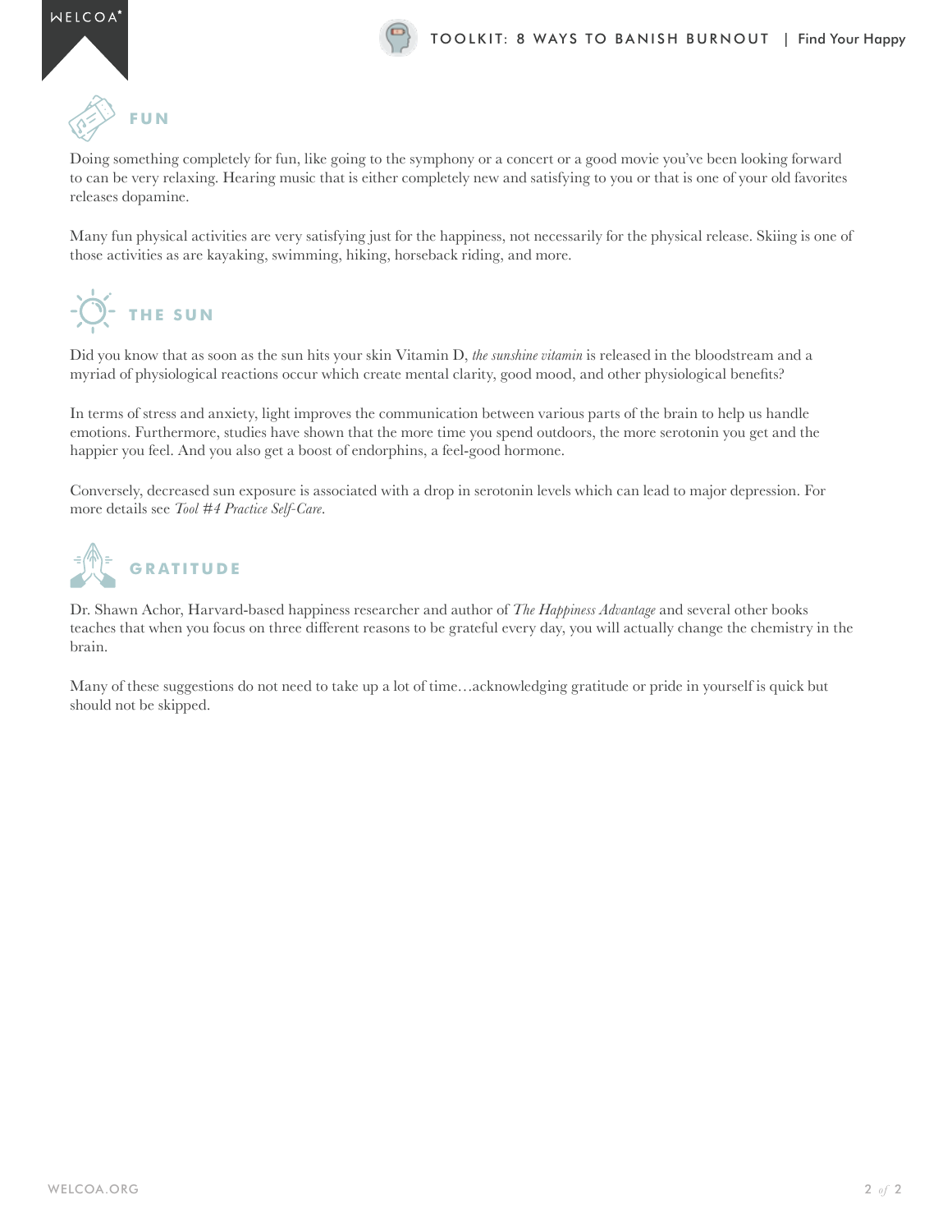## FUN

Doing something completely for fun, like going to the symphony or a concert or a good movie you've been looking forward to can be very relaxing. Hearing music that is either completely new and satisfying to you or that is one of your old favorites releases dopamine.

Many fun physical activities are very satisfying just for the happiness, not necessarily for the physical release. Skiing is one of those activities as are kayaking, swimming, hiking, horseback riding, and more.

## THE SUN

Did you know that as soon as the sun hits your skin Vitamin D, *the sunshine vitamin* is released in the bloodstream and a myriad of physiological reactions occur which create mental clarity, good mood, and other physiological benefits?

In terms of stress and anxiety, light improves the communication between various parts of the brain to help us handle emotions. Furthermore, studies have shown that the more time you spend outdoors, the more serotonin you get and the happier you feel. And you also get a boost of endorphins, a feel-good hormone.

Conversely, decreased sun exposure is associated with a drop in serotonin levels which can lead to major depression. For more details see *Tool #4 Practice Self-Care.*

## GRATITUDE

Dr. Shawn Achor, Harvard-based happiness researcher and author of *The Happiness Advantage* and several other books teaches that when you focus on three different reasons to be grateful every day, you will actually change the chemistry in the brain.

Many of these suggestions do not need to take up a lot of time…acknowledging gratitude or pride in yourself is quick but should not be skipped.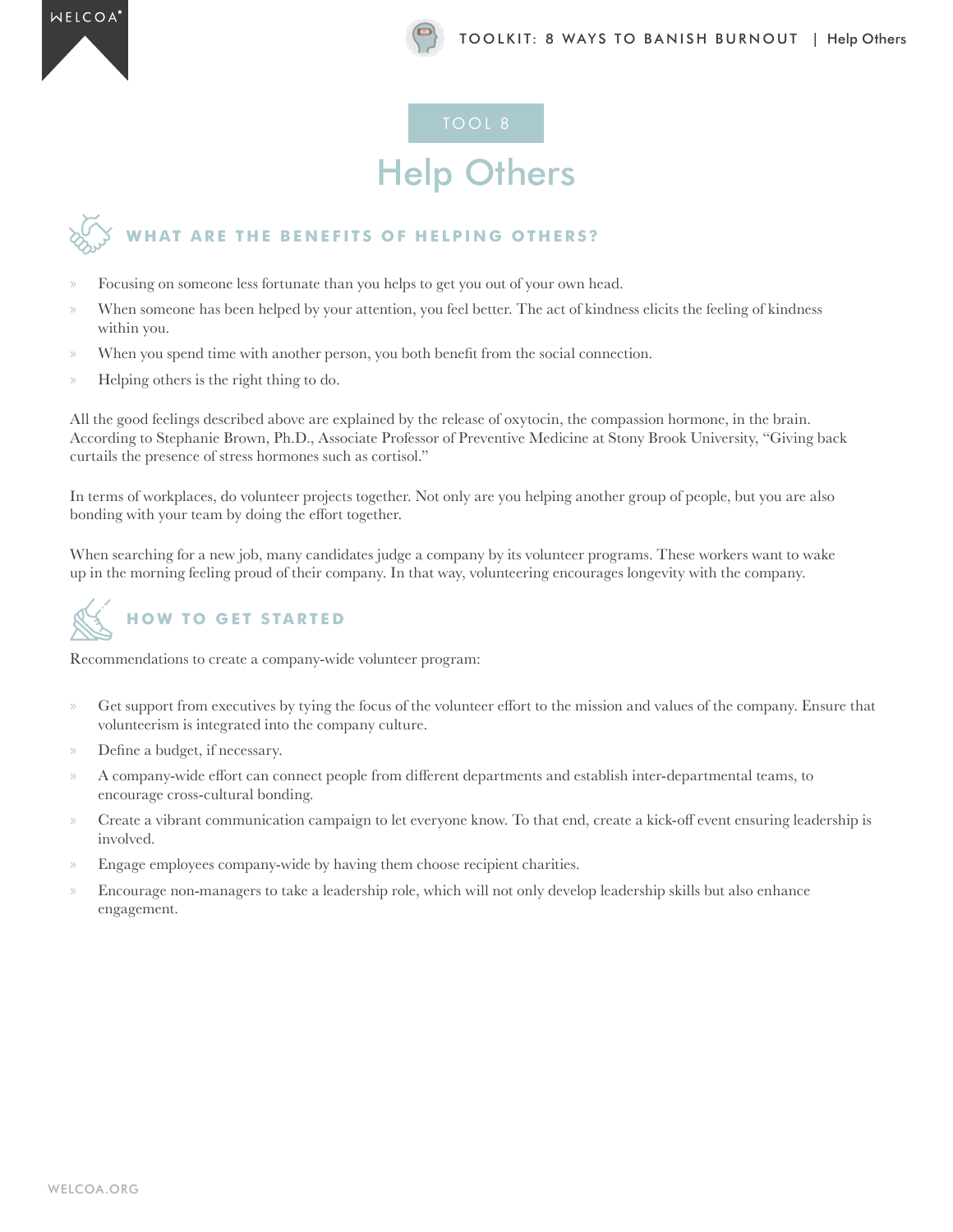TOOL 8

# Help Others

## WHAT ARE THE BENEFITS OF HELPING OTHERS?

- Focusing on someone less fortunate than you helps to get you out of your own head.
- When someone has been helped by your attention, you feel better. The act of kindness elicits the feeling of kindness within you.
- When you spend time with another person, you both benefit from the social connection.
- Helping others is the right thing to do.

All the good feelings described above are explained by the release of oxytocin, the compassion hormone, in the brain. According to Stephanie Brown, Ph.D., Associate Professor of Preventive Medicine at Stony Brook University, "Giving back curtails the presence of stress hormones such as cortisol."

In terms of workplaces, do volunteer projects together. Not only are you helping another group of people, but you are also bonding with your team by doing the effort together.

When searching for a new job, many candidates judge a company by its volunteer programs. These workers want to wake up in the morning feeling proud of their company. In that way, volunteering encourages longevity with the company.

## HOW TO GET STARTED

Recommendations to create a company-wide volunteer program:

- Get support from executives by tying the focus of the volunteer effort to the mission and values of the company. Ensure that volunteerism is integrated into the company culture.
- Define a budget, if necessary.
- A company-wide effort can connect people from different departments and establish inter-departmental teams, to encourage cross-cultural bonding.
- Create a vibrant communication campaign to let everyone know. To that end, create a kick-off event ensuring leadership is involved.
- Engage employees company-wide by having them choose recipient charities.
- Encourage non-managers to take a leadership role, which will not only develop leadership skills but also enhance engagement.